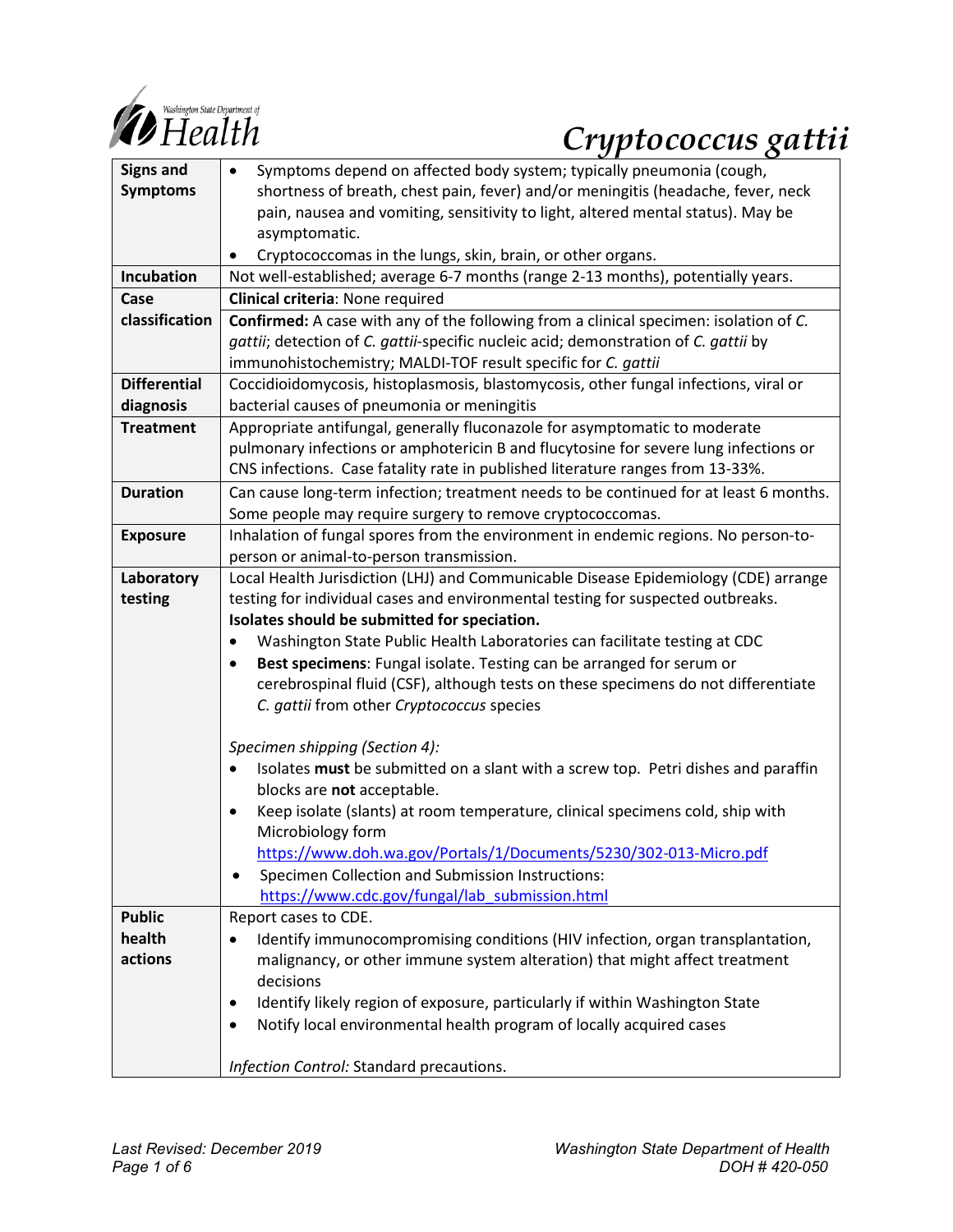# *Cryptococcus gattii*

| | |
|---|---|
| **Signs and Symptoms** | • Symptoms depend on affected body system; typically pneumonia (cough, shortness of breath, chest pain, fever) and/or meningitis (headache, fever, neck pain, nausea and vomiting, sensitivity to light, altered mental status). May be asymptomatic.<br>• Cryptococcomas in the lungs, skin, brain, or other organs. |
| **Incubation** | Not well-established; average 6-7 months (range 2-13 months), potentially years. |
| **Case classification** | **Clinical criteria**: None required<br>**Confirmed:** A case with any of the following from a clinical specimen: isolation of *C. gattii*; detection of *C. gattii*-specific nucleic acid; demonstration of *C. gattii* by immunohistochemistry; MALDI-TOF result specific for *C. gattii* |
| **Differential diagnosis** | Coccidioidomycosis, histoplasmosis, blastomycosis, other fungal infections, viral or bacterial causes of pneumonia or meningitis |
| **Treatment** | Appropriate antifungal, generally fluconazole for asymptomatic to moderate pulmonary infections or amphotericin B and flucytosine for severe lung infections or CNS infections. Case fatality rate in published literature ranges from 13-33%. |
| **Duration** | Can cause long-term infection; treatment needs to be continued for at least 6 months. Some people may require surgery to remove cryptococcomas. |
| **Exposure** | Inhalation of fungal spores from the environment in endemic regions. No person-to-person or animal-to-person transmission. |
| **Laboratory testing** | Local Health Jurisdiction (LHJ) and Communicable Disease Epidemiology (CDE) arrange testing for individual cases and environmental testing for suspected outbreaks.<br>**Isolates should be submitted for speciation.**<br>• Washington State Public Health Laboratories can facilitate testing at CDC<br>• **Best specimens**: Fungal isolate. Testing can be arranged for serum or cerebrospinal fluid (CSF), although tests on these specimens do not differentiate *C. gattii* from other *Cryptococcus* species<br><br>*Specimen shipping (Section 4):*<br>• Isolates **must** be submitted on a slant with a screw top. Petri dishes and paraffin blocks are **not** acceptable.<br>• Keep isolate (slants) at room temperature, clinical specimens cold, ship with Microbiology form https://www.doh.wa.gov/Portals/1/Documents/5230/302-013-Micro.pdf<br>• Specimen Collection and Submission Instructions: https://www.cdc.gov/fungal/lab_submission.html |
| **Public health actions** | Report cases to CDE.<br>• Identify immunocompromising conditions (HIV infection, organ transplantation, malignancy, or other immune system alteration) that might affect treatment decisions<br>• Identify likely region of exposure, particularly if within Washington State<br>• Notify local environmental health program of locally acquired cases<br><br>*Infection Control:* Standard precautions. |

Last Revised: December 2019 — Washington State Department of Health — DOH # 420-050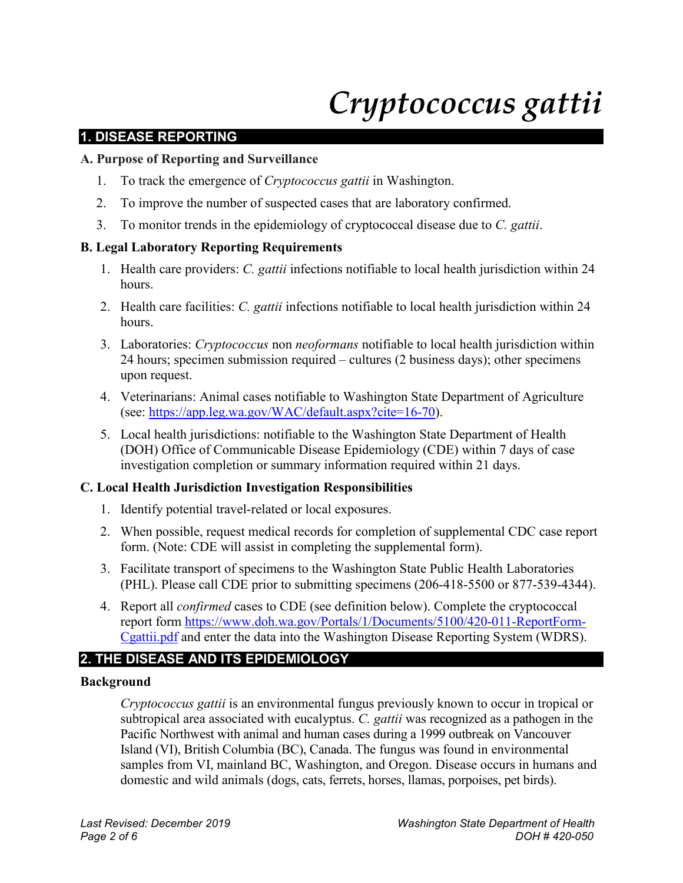# *Cryptococcus gattii*

## 1. DISEASE REPORTING

### A. Purpose of Reporting and Surveillance

1. To track the emergence of *Cryptococcus gattii* in Washington.
2. To improve the number of suspected cases that are laboratory confirmed.
3. To monitor trends in the epidemiology of cryptococcal disease due to *C. gattii*.

### B. Legal Laboratory Reporting Requirements

1. Health care providers: *C. gattii* infections notifiable to local health jurisdiction within 24 hours.
2. Health care facilities: *C. gattii* infections notifiable to local health jurisdiction within 24 hours.
3. Laboratories: *Cryptococcus* non *neoformans* notifiable to local health jurisdiction within 24 hours; specimen submission required – cultures (2 business days); other specimens upon request.
4. Veterinarians: Animal cases notifiable to Washington State Department of Agriculture (see: [https://app.leg.wa.gov/WAC/default.aspx?cite=16-70](https://app.leg.wa.gov/WAC/default.aspx?cite=16-70)).
5. Local health jurisdictions: notifiable to the Washington State Department of Health (DOH) Office of Communicable Disease Epidemiology (CDE) within 7 days of case investigation completion or summary information required within 21 days.

### C. Local Health Jurisdiction Investigation Responsibilities

1. Identify potential travel-related or local exposures.
2. When possible, request medical records for completion of supplemental CDC case report form. (Note: CDE will assist in completing the supplemental form).
3. Facilitate transport of specimens to the Washington State Public Health Laboratories (PHL). Please call CDE prior to submitting specimens (206-418-5500 or 877-539-4344).
4. Report all *confirmed* cases to CDE (see definition below). Complete the cryptococcal report form [https://www.doh.wa.gov/Portals/1/Documents/5100/420-011-ReportForm-Cgattii.pdf](https://www.doh.wa.gov/Portals/1/Documents/5100/420-011-ReportForm-Cgattii.pdf) and enter the data into the Washington Disease Reporting System (WDRS).

## 2. THE DISEASE AND ITS EPIDEMIOLOGY

### Background

*Cryptococcus gattii* is an environmental fungus previously known to occur in tropical or subtropical area associated with eucalyptus. *C. gattii* was recognized as a pathogen in the Pacific Northwest with animal and human cases during a 1999 outbreak on Vancouver Island (VI), British Columbia (BC), Canada. The fungus was found in environmental samples from VI, mainland BC, Washington, and Oregon. Disease occurs in humans and domestic and wild animals (dogs, cats, ferrets, horses, llamas, porpoises, pet birds).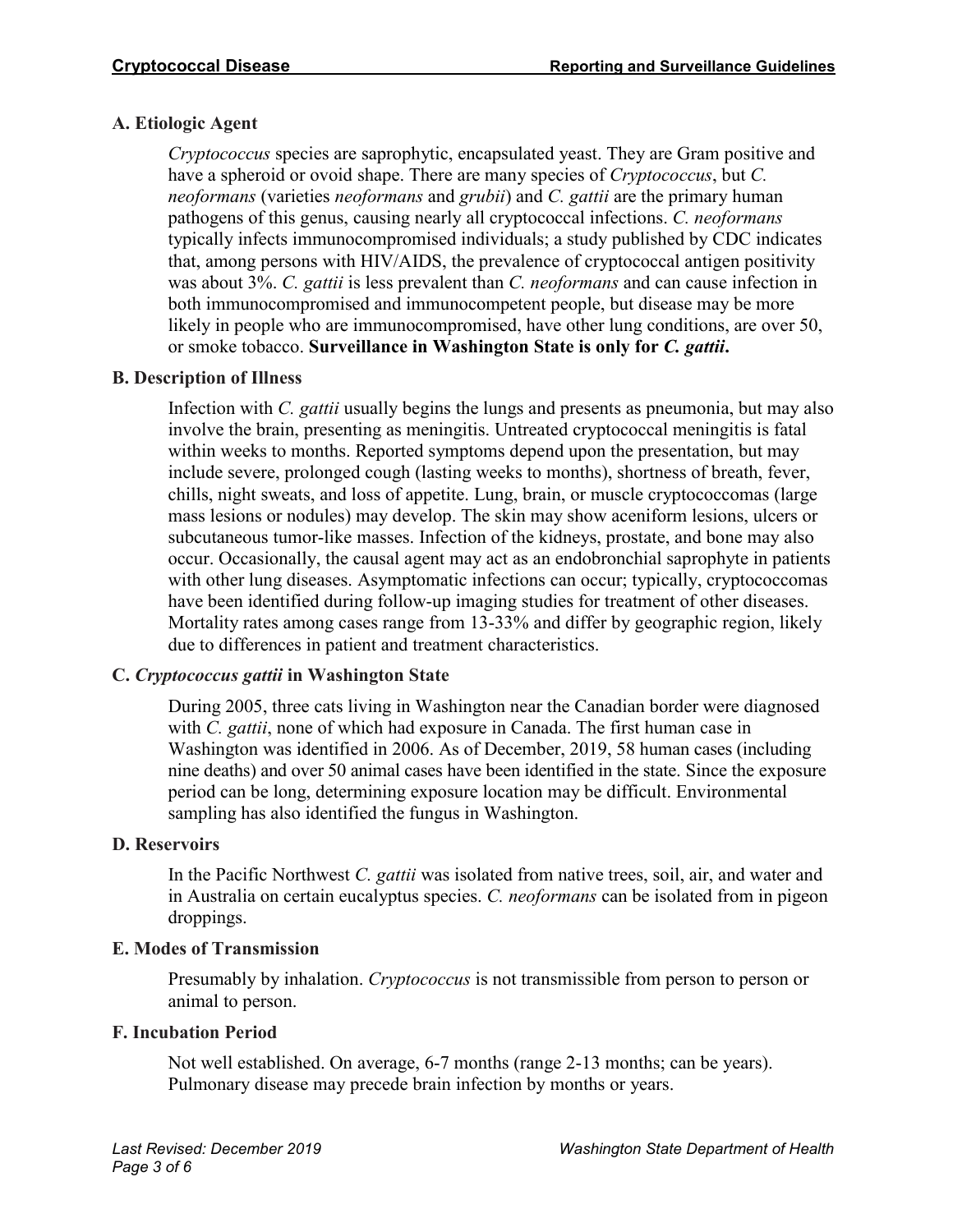## A. Etiologic Agent

*Cryptococcus* species are saprophytic, encapsulated yeast. They are Gram positive and have a spheroid or ovoid shape. There are many species of *Cryptococcus*, but *C. neoformans* (varieties *neoformans* and *grubii*) and *C. gattii* are the primary human pathogens of this genus, causing nearly all cryptococcal infections. *C. neoformans* typically infects immunocompromised individuals; a study published by CDC indicates that, among persons with HIV/AIDS, the prevalence of cryptococcal antigen positivity was about 3%. *C. gattii* is less prevalent than *C. neoformans* and can cause infection in both immunocompromised and immunocompetent people, but disease may be more likely in people who are immunocompromised, have other lung conditions, are over 50, or smoke tobacco. **Surveillance in Washington State is only for *C. gattii*.**

## B. Description of Illness

Infection with *C. gattii* usually begins the lungs and presents as pneumonia, but may also involve the brain, presenting as meningitis. Untreated cryptococcal meningitis is fatal within weeks to months. Reported symptoms depend upon the presentation, but may include severe, prolonged cough (lasting weeks to months), shortness of breath, fever, chills, night sweats, and loss of appetite. Lung, brain, or muscle cryptococcomas (large mass lesions or nodules) may develop. The skin may show aceniform lesions, ulcers or subcutaneous tumor-like masses. Infection of the kidneys, prostate, and bone may also occur. Occasionally, the causal agent may act as an endobronchial saprophyte in patients with other lung diseases. Asymptomatic infections can occur; typically, cryptococcomas have been identified during follow-up imaging studies for treatment of other diseases. Mortality rates among cases range from 13-33% and differ by geographic region, likely due to differences in patient and treatment characteristics.

## C. *Cryptococcus gattii* in Washington State

During 2005, three cats living in Washington near the Canadian border were diagnosed with *C. gattii*, none of which had exposure in Canada. The first human case in Washington was identified in 2006. As of December, 2019, 58 human cases (including nine deaths) and over 50 animal cases have been identified in the state. Since the exposure period can be long, determining exposure location may be difficult. Environmental sampling has also identified the fungus in Washington.

## D. Reservoirs

In the Pacific Northwest *C. gattii* was isolated from native trees, soil, air, and water and in Australia on certain eucalyptus species. *C. neoformans* can be isolated from in pigeon droppings.

## E. Modes of Transmission

Presumably by inhalation. *Cryptococcus* is not transmissible from person to person or animal to person.

## F. Incubation Period

Not well established. On average, 6-7 months (range 2-13 months; can be years). Pulmonary disease may precede brain infection by months or years.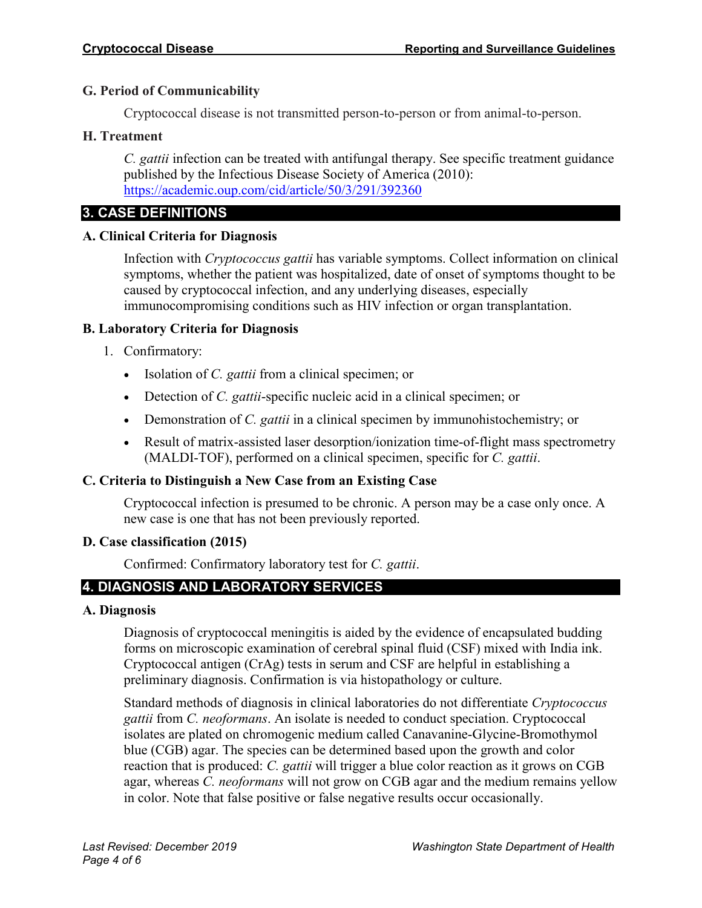### G. Period of Communicability

Cryptococcal disease is not transmitted person-to-person or from animal-to-person.

### H. Treatment

*C. gattii* infection can be treated with antifungal therapy. See specific treatment guidance published by the Infectious Disease Society of America (2010): https://academic.oup.com/cid/article/50/3/291/392360

## 3. CASE DEFINITIONS

### A. Clinical Criteria for Diagnosis

Infection with *Cryptococcus gattii* has variable symptoms. Collect information on clinical symptoms, whether the patient was hospitalized, date of onset of symptoms thought to be caused by cryptococcal infection, and any underlying diseases, especially immunocompromising conditions such as HIV infection or organ transplantation.

### B. Laboratory Criteria for Diagnosis

1. Confirmatory:
   - Isolation of *C. gattii* from a clinical specimen; or
   - Detection of *C. gattii*-specific nucleic acid in a clinical specimen; or
   - Demonstration of *C. gattii* in a clinical specimen by immunohistochemistry; or
   - Result of matrix-assisted laser desorption/ionization time-of-flight mass spectrometry (MALDI-TOF), performed on a clinical specimen, specific for *C. gattii*.

### C. Criteria to Distinguish a New Case from an Existing Case

Cryptococcal infection is presumed to be chronic. A person may be a case only once. A new case is one that has not been previously reported.

### D. Case classification (2015)

Confirmed: Confirmatory laboratory test for *C. gattii*.

## 4. DIAGNOSIS AND LABORATORY SERVICES

### A. Diagnosis

Diagnosis of cryptococcal meningitis is aided by the evidence of encapsulated budding forms on microscopic examination of cerebral spinal fluid (CSF) mixed with India ink. Cryptococcal antigen (CrAg) tests in serum and CSF are helpful in establishing a preliminary diagnosis. Confirmation is via histopathology or culture.

Standard methods of diagnosis in clinical laboratories do not differentiate *Cryptococcus gattii* from *C. neoformans*. An isolate is needed to conduct speciation. Cryptococcal isolates are plated on chromogenic medium called Canavanine-Glycine-Bromothymol blue (CGB) agar. The species can be determined based upon the growth and color reaction that is produced: *C. gattii* will trigger a blue color reaction as it grows on CGB agar, whereas *C. neoformans* will not grow on CGB agar and the medium remains yellow in color. Note that false positive or false negative results occur occasionally.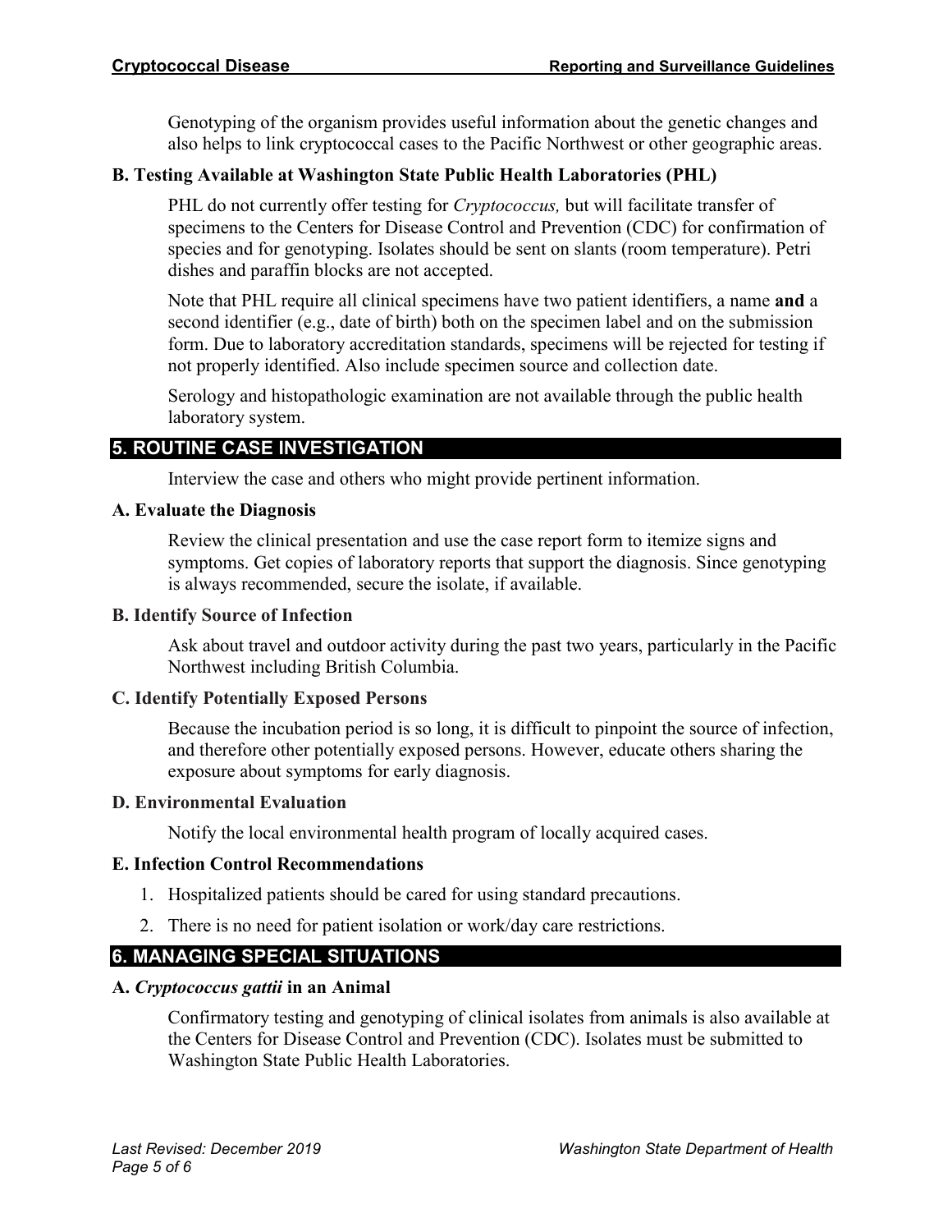Genotyping of the organism provides useful information about the genetic changes and also helps to link cryptococcal cases to the Pacific Northwest or other geographic areas.

### B. Testing Available at Washington State Public Health Laboratories (PHL)

PHL do not currently offer testing for *Cryptococcus,* but will facilitate transfer of specimens to the Centers for Disease Control and Prevention (CDC) for confirmation of species and for genotyping. Isolates should be sent on slants (room temperature). Petri dishes and paraffin blocks are not accepted.

Note that PHL require all clinical specimens have two patient identifiers, a name **and** a second identifier (e.g., date of birth) both on the specimen label and on the submission form. Due to laboratory accreditation standards, specimens will be rejected for testing if not properly identified. Also include specimen source and collection date.

Serology and histopathologic examination are not available through the public health laboratory system.

## 5. ROUTINE CASE INVESTIGATION

Interview the case and others who might provide pertinent information.

### A. Evaluate the Diagnosis

Review the clinical presentation and use the case report form to itemize signs and symptoms. Get copies of laboratory reports that support the diagnosis. Since genotyping is always recommended, secure the isolate, if available.

### B. Identify Source of Infection

Ask about travel and outdoor activity during the past two years, particularly in the Pacific Northwest including British Columbia.

### C. Identify Potentially Exposed Persons

Because the incubation period is so long, it is difficult to pinpoint the source of infection, and therefore other potentially exposed persons. However, educate others sharing the exposure about symptoms for early diagnosis.

### D. Environmental Evaluation

Notify the local environmental health program of locally acquired cases.

### E. Infection Control Recommendations

1. Hospitalized patients should be cared for using standard precautions.
2. There is no need for patient isolation or work/day care restrictions.

## 6. MANAGING SPECIAL SITUATIONS

### A. *Cryptococcus gattii* in an Animal

Confirmatory testing and genotyping of clinical isolates from animals is also available at the Centers for Disease Control and Prevention (CDC). Isolates must be submitted to Washington State Public Health Laboratories.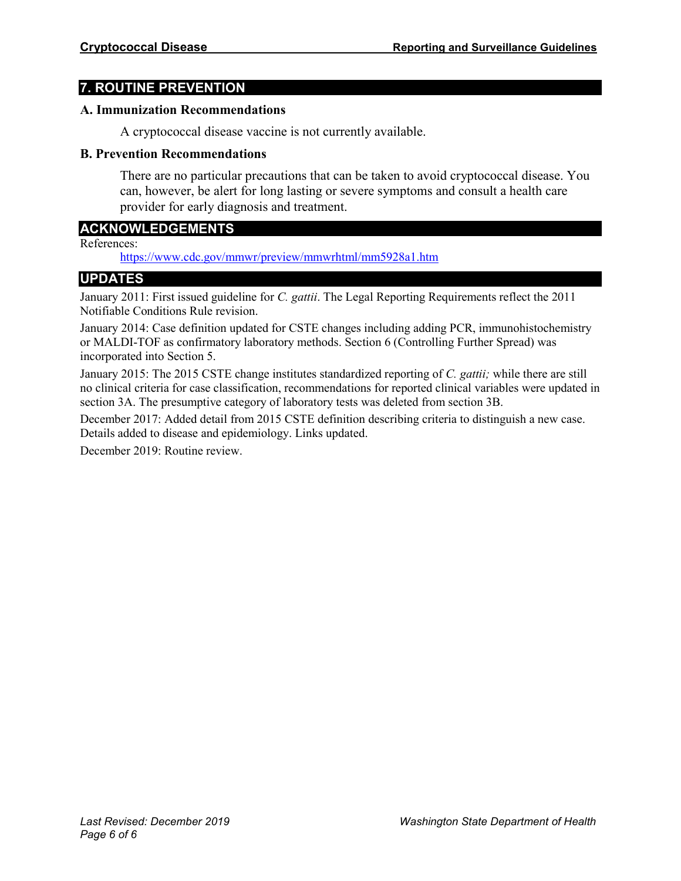## 7. ROUTINE PREVENTION

### A. Immunization Recommendations

A cryptococcal disease vaccine is not currently available.

### B. Prevention Recommendations

There are no particular precautions that can be taken to avoid cryptococcal disease. You can, however, be alert for long lasting or severe symptoms and consult a health care provider for early diagnosis and treatment.

## ACKNOWLEDGEMENTS

References:

https://www.cdc.gov/mmwr/preview/mmwrhtml/mm5928a1.htm

## UPDATES

January 2011: First issued guideline for *C. gattii*. The Legal Reporting Requirements reflect the 2011 Notifiable Conditions Rule revision.

January 2014: Case definition updated for CSTE changes including adding PCR, immunohistochemistry or MALDI-TOF as confirmatory laboratory methods. Section 6 (Controlling Further Spread) was incorporated into Section 5.

January 2015: The 2015 CSTE change institutes standardized reporting of *C. gattii;* while there are still no clinical criteria for case classification, recommendations for reported clinical variables were updated in section 3A. The presumptive category of laboratory tests was deleted from section 3B.

December 2017: Added detail from 2015 CSTE definition describing criteria to distinguish a new case. Details added to disease and epidemiology. Links updated.

December 2019: Routine review.